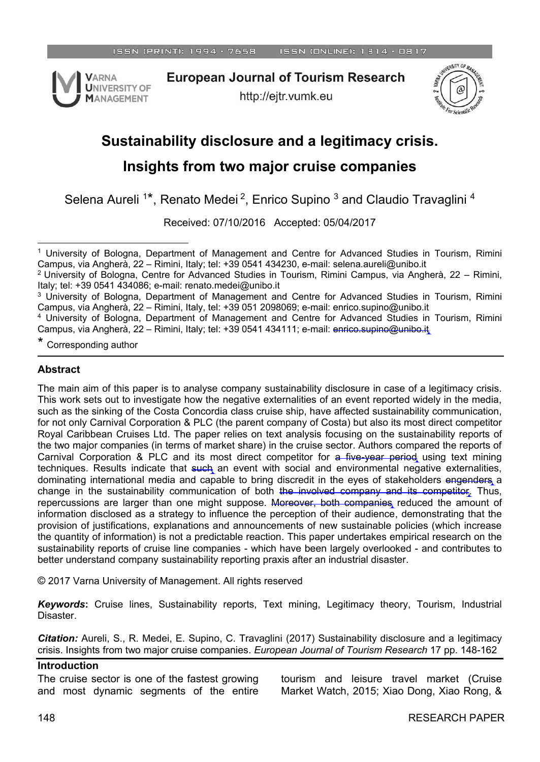# Sustainability disclosure and a legitimacy crisis. Insights from two major cruise companies

Selena Aureli [1]*, Renato Medei [2], Enrico Supino [3] and Claudio Travaglini [4]

Received: 07/10/2016 Accepted: 05/04/2017

[1] University of Bologna, Department of Management and Centre for Advanced Studies in Tourism, Rimini Campus, via Angherà, 22 – Rimini, Italy; tel: +39 0541 434230, e-mail: selena.aureli@unibo.it

[2] University of Bologna, Centre for Advanced Studies in Tourism, Rimini Campus, via Angherà, 22 – Rimini, Italy; tel: +39 0541 434086; e-mail: renato.medei@unibo.it

[3] University of Bologna, Department of Management and Centre for Advanced Studies in Tourism, Rimini Campus, via Angherà, 22 – Rimini, Italy, tel: +39 051 2098069; e-mail: enrico.supino@unibo.it

[4] University of Bologna, Department of Management and Centre for Advanced Studies in Tourism, Rimini Campus, via Angherà, 22 – Rimini, Italy; tel: +39 0541 434111; e-mail: ~~enrico.supino@unibo.it~~

\* Corresponding author

## Abstract

The main aim of this paper is to analyse company sustainability disclosure in case of a legitimacy crisis. This work sets out to investigate how the negative externalities of an event reported widely in the media, such as the sinking of the Costa Concordia class cruise ship, have affected sustainability communication, for not only Carnival Corporation & PLC (the parent company of Costa) but also its most direct competitor Royal Caribbean Cruises Ltd. The paper relies on text analysis focusing on the sustainability reports of the two major companies (in terms of market share) in the cruise sector. Authors compared the reports of Carnival Corporation & PLC and its most direct competitor for ~~a five-year period~~ using text mining techniques. Results indicate that ~~such~~ an event with social and environmental negative externalities, dominating international media and capable to bring discredit in the eyes of stakeholders ~~engenders~~ a change in the sustainability communication of both ~~the involved company and its competitor~~. Thus, repercussions are larger than one might suppose. ~~Moreover, both companies~~ reduced the amount of information disclosed as a strategy to influence the perception of their audience, demonstrating that the provision of justifications, explanations and announcements of new sustainable policies (which increase the quantity of information) is not a predictable reaction. This paper undertakes empirical research on the sustainability reports of cruise line companies - which have been largely overlooked - and contributes to better understand company sustainability reporting praxis after an industrial disaster.

© 2017 Varna University of Management. All rights reserved

***Keywords*:** Cruise lines, Sustainability reports, Text mining, Legitimacy theory, Tourism, Industrial Disaster.

***Citation:*** Aureli, S., R. Medei, E. Supino, C. Travaglini (2017) Sustainability disclosure and a legitimacy crisis. Insights from two major cruise companies. *European Journal of Tourism Research* 17 pp. 148-162

## Introduction

The cruise sector is one of the fastest growing and most dynamic segments of the entire tourism and leisure travel market (Cruise Market Watch, 2015; Xiao Dong, Xiao Rong, &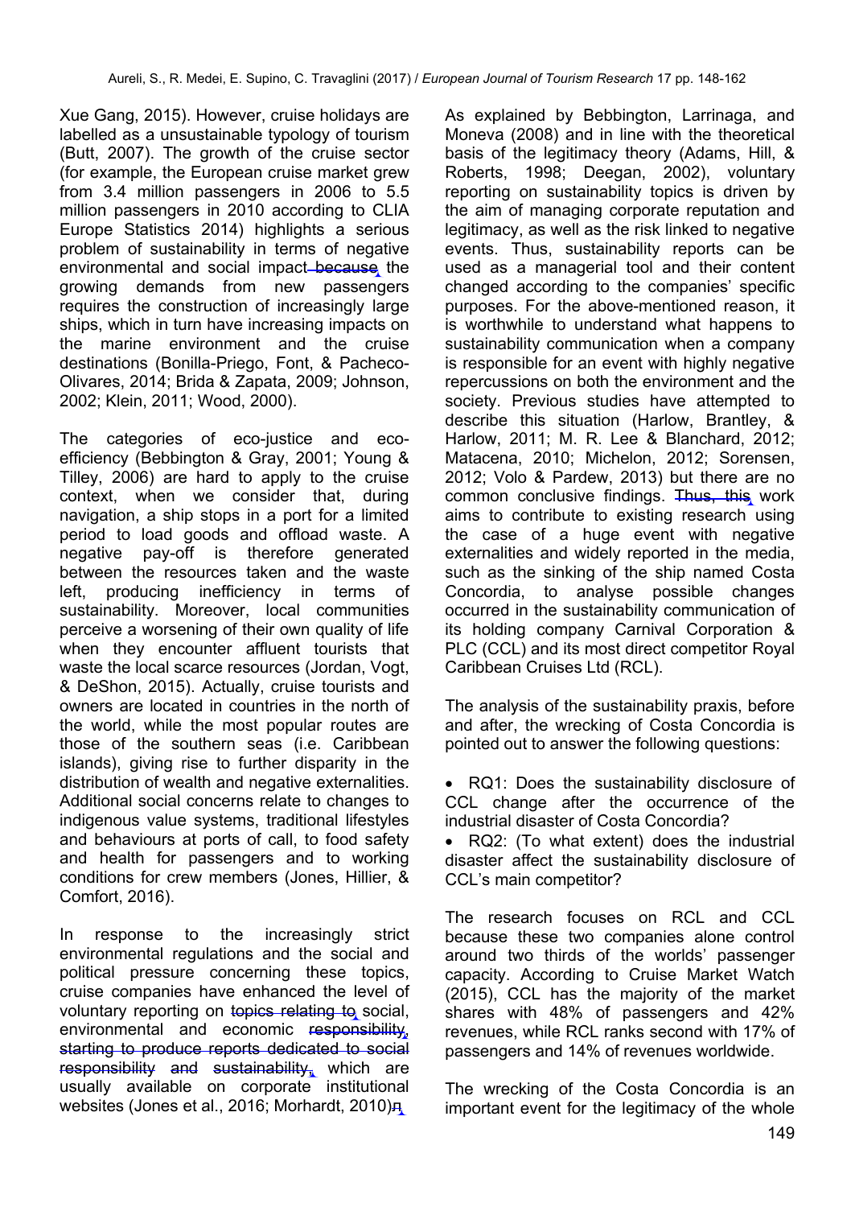Xue Gang, 2015). However, cruise holidays are labelled as a unsustainable typology of tourism (Butt, 2007). The growth of the cruise sector (for example, the European cruise market grew from 3.4 million passengers in 2006 to 5.5 million passengers in 2010 according to CLIA Europe Statistics 2014) highlights a serious problem of sustainability in terms of negative environmental and social impact ~~because~~ the growing demands from new passengers requires the construction of increasingly large ships, which in turn have increasing impacts on the marine environment and the cruise destinations (Bonilla-Priego, Font, & Pacheco-Olivares, 2014; Brida & Zapata, 2009; Johnson, 2002; Klein, 2011; Wood, 2000).

The categories of eco-justice and eco-efficiency (Bebbington & Gray, 2001; Young & Tilley, 2006) are hard to apply to the cruise context, when we consider that, during navigation, a ship stops in a port for a limited period to load goods and offload waste. A negative pay-off is therefore generated between the resources taken and the waste left, producing inefficiency in terms of sustainability. Moreover, local communities perceive a worsening of their own quality of life when they encounter affluent tourists that waste the local scarce resources (Jordan, Vogt, & DeShon, 2015). Actually, cruise tourists and owners are located in countries in the north of the world, while the most popular routes are those of the southern seas (i.e. Caribbean islands), giving rise to further disparity in the distribution of wealth and negative externalities. Additional social concerns relate to changes to indigenous value systems, traditional lifestyles and behaviours at ports of call, to food safety and health for passengers and to working conditions for crew members (Jones, Hillier, & Comfort, 2016).

In response to the increasingly strict environmental regulations and the social and political pressure concerning these topics, cruise companies have enhanced the level of voluntary reporting on ~~topics relating to~~ social, environmental and economic ~~responsibility, starting to produce reports dedicated to social responsibility and sustainability,~~ which are usually available on corporate institutional websites (Jones et al., 2016; Morhardt, 2010).

As explained by Bebbington, Larrinaga, and Moneva (2008) and in line with the theoretical basis of the legitimacy theory (Adams, Hill, & Roberts, 1998; Deegan, 2002), voluntary reporting on sustainability topics is driven by the aim of managing corporate reputation and legitimacy, as well as the risk linked to negative events. Thus, sustainability reports can be used as a managerial tool and their content changed according to the companies' specific purposes. For the above-mentioned reason, it is worthwhile to understand what happens to sustainability communication when a company is responsible for an event with highly negative repercussions on both the environment and the society. Previous studies have attempted to describe this situation (Harlow, Brantley, & Harlow, 2011; M. R. Lee & Blanchard, 2012; Matacena, 2010; Michelon, 2012; Sorensen, 2012; Volo & Pardew, 2013) but there are no common conclusive findings. ~~Thus, this~~ work aims to contribute to existing research using the case of a huge event with negative externalities and widely reported in the media, such as the sinking of the ship named Costa Concordia, to analyse possible changes occurred in the sustainability communication of its holding company Carnival Corporation & PLC (CCL) and its most direct competitor Royal Caribbean Cruises Ltd (RCL).

The analysis of the sustainability praxis, before and after, the wrecking of Costa Concordia is pointed out to answer the following questions:

- RQ1: Does the sustainability disclosure of CCL change after the occurrence of the industrial disaster of Costa Concordia?
- RQ2: (To what extent) does the industrial disaster affect the sustainability disclosure of CCL's main competitor?

The research focuses on RCL and CCL because these two companies alone control around two thirds of the worlds' passenger capacity. According to Cruise Market Watch (2015), CCL has the majority of the market shares with 48% of passengers and 42% revenues, while RCL ranks second with 17% of passengers and 14% of revenues worldwide.

The wrecking of the Costa Concordia is an important event for the legitimacy of the whole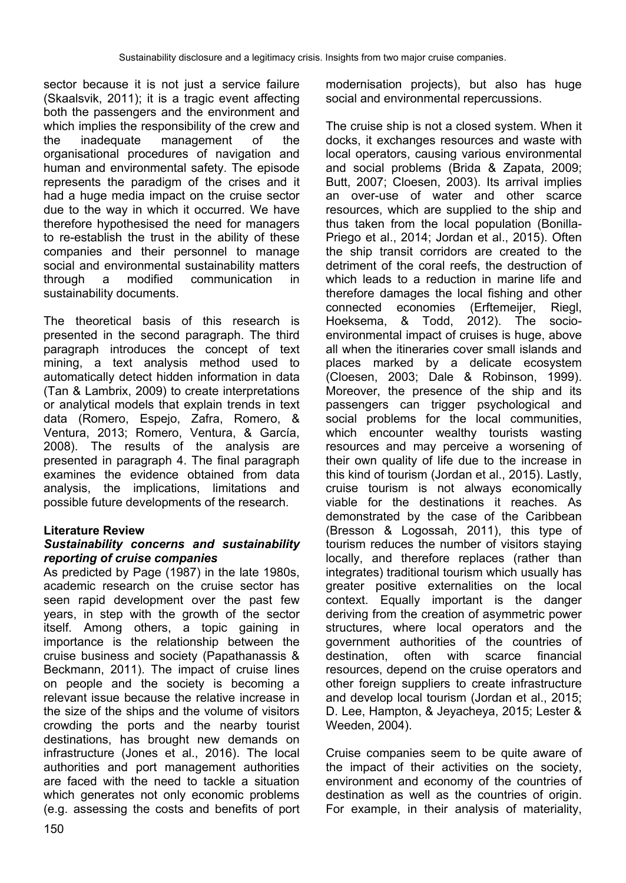sector because it is not just a service failure (Skaalsvik, 2011); it is a tragic event affecting both the passengers and the environment and which implies the responsibility of the crew and the inadequate management of the organisational procedures of navigation and human and environmental safety. The episode represents the paradigm of the crises and it had a huge media impact on the cruise sector due to the way in which it occurred. We have therefore hypothesised the need for managers to re-establish the trust in the ability of these companies and their personnel to manage social and environmental sustainability matters through a modified communication in sustainability documents.

The theoretical basis of this research is presented in the second paragraph. The third paragraph introduces the concept of text mining, a text analysis method used to automatically detect hidden information in data (Tan & Lambrix, 2009) to create interpretations or analytical models that explain trends in text data (Romero, Espejo, Zafra, Romero, & Ventura, 2013; Romero, Ventura, & García, 2008). The results of the analysis are presented in paragraph 4. The final paragraph examines the evidence obtained from data analysis, the implications, limitations and possible future developments of the research.

## Literature Review

### *Sustainability concerns and sustainability reporting of cruise companies*

As predicted by Page (1987) in the late 1980s, academic research on the cruise sector has seen rapid development over the past few years, in step with the growth of the sector itself. Among others, a topic gaining in importance is the relationship between the cruise business and society (Papathanassis & Beckmann, 2011). The impact of cruise lines on people and the society is becoming a relevant issue because the relative increase in the size of the ships and the volume of visitors crowding the ports and the nearby tourist destinations, has brought new demands on infrastructure (Jones et al., 2016). The local authorities and port management authorities are faced with the need to tackle a situation which generates not only economic problems (e.g. assessing the costs and benefits of port modernisation projects), but also has huge social and environmental repercussions.

The cruise ship is not a closed system. When it docks, it exchanges resources and waste with local operators, causing various environmental and social problems (Brida & Zapata, 2009; Butt, 2007; Cloesen, 2003). Its arrival implies an over-use of water and other scarce resources, which are supplied to the ship and thus taken from the local population (Bonilla-Priego et al., 2014; Jordan et al., 2015). Often the ship transit corridors are created to the detriment of the coral reefs, the destruction of which leads to a reduction in marine life and therefore damages the local fishing and other connected economies (Erftemeijer, Riegl, Hoeksema, & Todd, 2012). The socio-environmental impact of cruises is huge, above all when the itineraries cover small islands and places marked by a delicate ecosystem (Cloesen, 2003; Dale & Robinson, 1999). Moreover, the presence of the ship and its passengers can trigger psychological and social problems for the local communities, which encounter wealthy tourists wasting resources and may perceive a worsening of their own quality of life due to the increase in this kind of tourism (Jordan et al., 2015). Lastly, cruise tourism is not always economically viable for the destinations it reaches. As demonstrated by the case of the Caribbean (Bresson & Logossah, 2011), this type of tourism reduces the number of visitors staying locally, and therefore replaces (rather than integrates) traditional tourism which usually has greater positive externalities on the local context. Equally important is the danger deriving from the creation of asymmetric power structures, where local operators and the government authorities of the countries of destination, often with scarce financial resources, depend on the cruise operators and other foreign suppliers to create infrastructure and develop local tourism (Jordan et al., 2015; D. Lee, Hampton, & Jeyacheya, 2015; Lester & Weeden, 2004).

Cruise companies seem to be quite aware of the impact of their activities on the society, environment and economy of the countries of destination as well as the countries of origin. For example, in their analysis of materiality,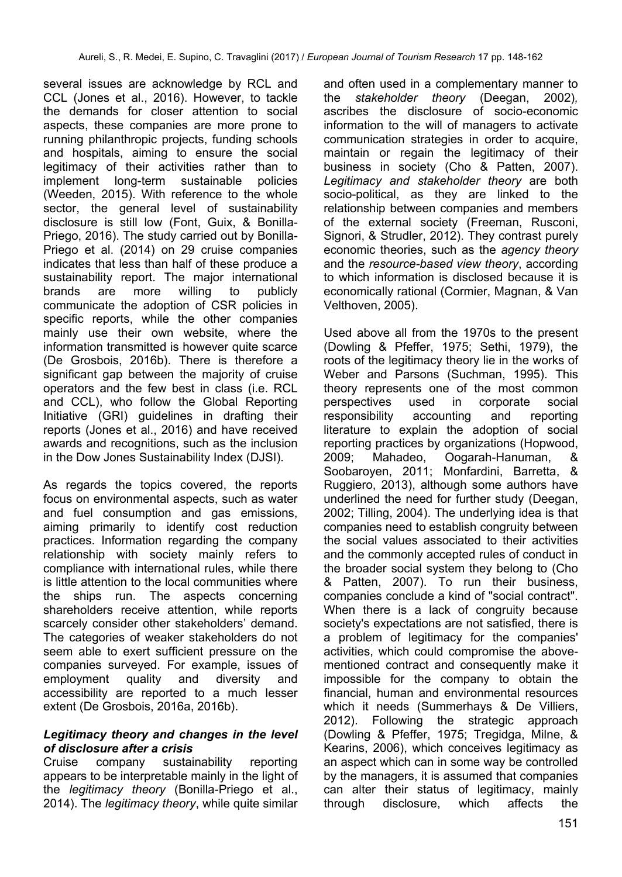several issues are acknowledge by RCL and CCL (Jones et al., 2016). However, to tackle the demands for closer attention to social aspects, these companies are more prone to running philanthropic projects, funding schools and hospitals, aiming to ensure the social legitimacy of their activities rather than to implement long-term sustainable policies (Weeden, 2015). With reference to the whole sector, the general level of sustainability disclosure is still low (Font, Guix, & Bonilla-Priego, 2016). The study carried out by Bonilla-Priego et al. (2014) on 29 cruise companies indicates that less than half of these produce a sustainability report. The major international brands are more willing to publicly communicate the adoption of CSR policies in specific reports, while the other companies mainly use their own website, where the information transmitted is however quite scarce (De Grosbois, 2016b). There is therefore a significant gap between the majority of cruise operators and the few best in class (i.e. RCL and CCL), who follow the Global Reporting Initiative (GRI) guidelines in drafting their reports (Jones et al., 2016) and have received awards and recognitions, such as the inclusion in the Dow Jones Sustainability Index (DJSI).

As regards the topics covered, the reports focus on environmental aspects, such as water and fuel consumption and gas emissions, aiming primarily to identify cost reduction practices. Information regarding the company relationship with society mainly refers to compliance with international rules, while there is little attention to the local communities where the ships run. The aspects concerning shareholders receive attention, while reports scarcely consider other stakeholders' demand. The categories of weaker stakeholders do not seem able to exert sufficient pressure on the companies surveyed. For example, issues of employment quality and diversity and accessibility are reported to a much lesser extent (De Grosbois, 2016a, 2016b).

### *Legitimacy theory and changes in the level of disclosure after a crisis*

Cruise company sustainability reporting appears to be interpretable mainly in the light of the *legitimacy theory* (Bonilla-Priego et al., 2014). The *legitimacy theory*, while quite similar and often used in a complementary manner to the *stakeholder theory* (Deegan, 2002), ascribes the disclosure of socio-economic information to the will of managers to activate communication strategies in order to acquire, maintain or regain the legitimacy of their business in society (Cho & Patten, 2007). *Legitimacy and stakeholder theory* are both socio-political, as they are linked to the relationship between companies and members of the external society (Freeman, Rusconi, Signori, & Strudler, 2012). They contrast purely economic theories, such as the *agency theory* and the *resource-based view theory*, according to which information is disclosed because it is economically rational (Cormier, Magnan, & Van Velthoven, 2005).

Used above all from the 1970s to the present (Dowling & Pfeffer, 1975; Sethi, 1979), the roots of the legitimacy theory lie in the works of Weber and Parsons (Suchman, 1995). This theory represents one of the most common perspectives used in corporate social responsibility accounting and reporting literature to explain the adoption of social reporting practices by organizations (Hopwood, 2009; Mahadeo, Oogarah-Hanuman, & Soobaroyen, 2011; Monfardini, Barretta, & Ruggiero, 2013), although some authors have underlined the need for further study (Deegan, 2002; Tilling, 2004). The underlying idea is that companies need to establish congruity between the social values associated to their activities and the commonly accepted rules of conduct in the broader social system they belong to (Cho & Patten, 2007). To run their business, companies conclude a kind of "social contract". When there is a lack of congruity because society's expectations are not satisfied, there is a problem of legitimacy for the companies' activities, which could compromise the above-mentioned contract and consequently make it impossible for the company to obtain the financial, human and environmental resources which it needs (Summerhays & De Villiers, 2012). Following the strategic approach (Dowling & Pfeffer, 1975; Tregidga, Milne, & Kearins, 2006), which conceives legitimacy as an aspect which can in some way be controlled by the managers, it is assumed that companies can alter their status of legitimacy, mainly through disclosure, which affects the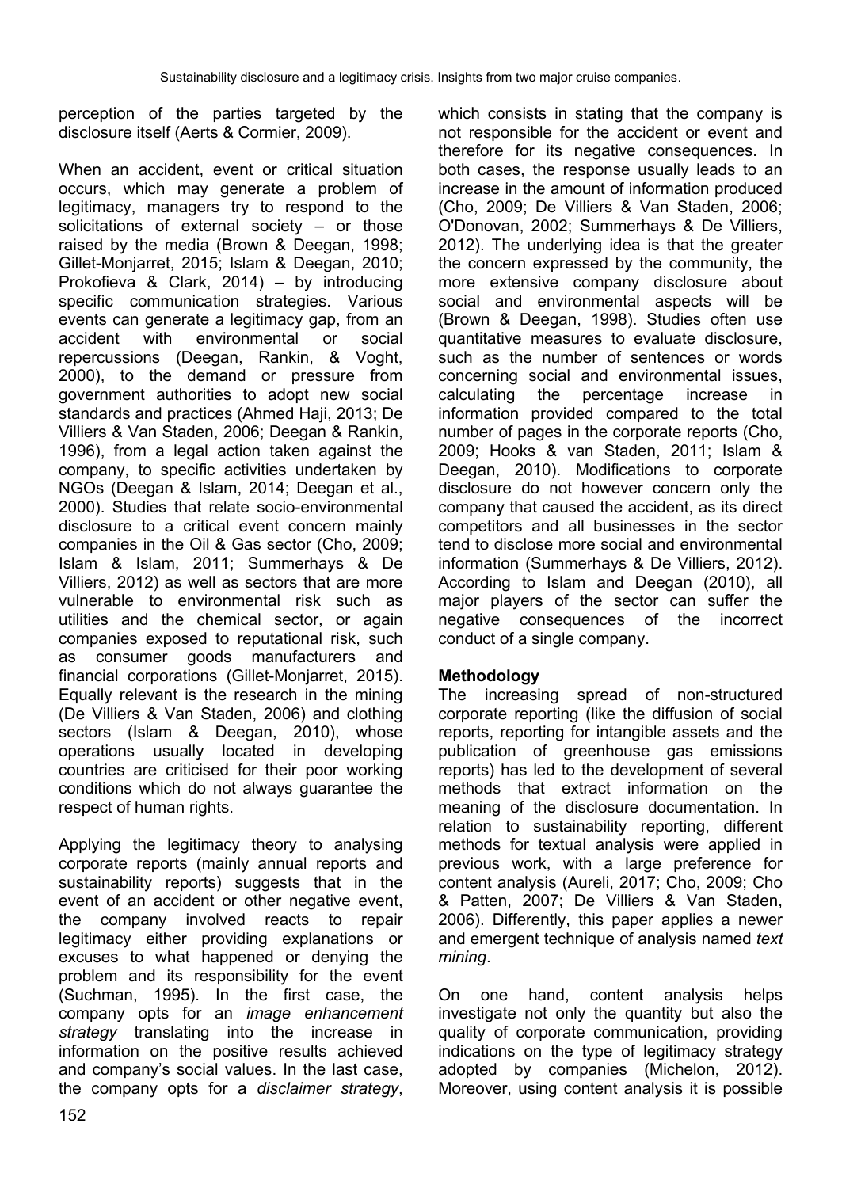perception of the parties targeted by the disclosure itself (Aerts & Cormier, 2009).

When an accident, event or critical situation occurs, which may generate a problem of legitimacy, managers try to respond to the solicitations of external society – or those raised by the media (Brown & Deegan, 1998; Gillet-Monjarret, 2015; Islam & Deegan, 2010; Prokofieva & Clark, 2014) – by introducing specific communication strategies. Various events can generate a legitimacy gap, from an accident with environmental or social repercussions (Deegan, Rankin, & Voght, 2000), to the demand or pressure from government authorities to adopt new social standards and practices (Ahmed Haji, 2013; De Villiers & Van Staden, 2006; Deegan & Rankin, 1996), from a legal action taken against the company, to specific activities undertaken by NGOs (Deegan & Islam, 2014; Deegan et al., 2000). Studies that relate socio-environmental disclosure to a critical event concern mainly companies in the Oil & Gas sector (Cho, 2009; Islam & Islam, 2011; Summerhays & De Villiers, 2012) as well as sectors that are more vulnerable to environmental risk such as utilities and the chemical sector, or again companies exposed to reputational risk, such as consumer goods manufacturers and financial corporations (Gillet-Monjarret, 2015). Equally relevant is the research in the mining (De Villiers & Van Staden, 2006) and clothing sectors (Islam & Deegan, 2010), whose operations usually located in developing countries are criticised for their poor working conditions which do not always guarantee the respect of human rights.

Applying the legitimacy theory to analysing corporate reports (mainly annual reports and sustainability reports) suggests that in the event of an accident or other negative event, the company involved reacts to repair legitimacy either providing explanations or excuses to what happened or denying the problem and its responsibility for the event (Suchman, 1995). In the first case, the company opts for an *image enhancement strategy* translating into the increase in information on the positive results achieved and company's social values. In the last case, the company opts for a *disclaimer strategy*, which consists in stating that the company is not responsible for the accident or event and therefore for its negative consequences. In both cases, the response usually leads to an increase in the amount of information produced (Cho, 2009; De Villiers & Van Staden, 2006; O'Donovan, 2002; Summerhays & De Villiers, 2012). The underlying idea is that the greater the concern expressed by the community, the more extensive company disclosure about social and environmental aspects will be (Brown & Deegan, 1998). Studies often use quantitative measures to evaluate disclosure, such as the number of sentences or words concerning social and environmental issues, calculating the percentage increase in information provided compared to the total number of pages in the corporate reports (Cho, 2009; Hooks & van Staden, 2011; Islam & Deegan, 2010). Modifications to corporate disclosure do not however concern only the company that caused the accident, as its direct competitors and all businesses in the sector tend to disclose more social and environmental information (Summerhays & De Villiers, 2012). According to Islam and Deegan (2010), all major players of the sector can suffer the negative consequences of the incorrect conduct of a single company.

## Methodology

The increasing spread of non-structured corporate reporting (like the diffusion of social reports, reporting for intangible assets and the publication of greenhouse gas emissions reports) has led to the development of several methods that extract information on the meaning of the disclosure documentation. In relation to sustainability reporting, different methods for textual analysis were applied in previous work, with a large preference for content analysis (Aureli, 2017; Cho, 2009; Cho & Patten, 2007; De Villiers & Van Staden, 2006). Differently, this paper applies a newer and emergent technique of analysis named *text mining*.

On one hand, content analysis helps investigate not only the quantity but also the quality of corporate communication, providing indications on the type of legitimacy strategy adopted by companies (Michelon, 2012). Moreover, using content analysis it is possible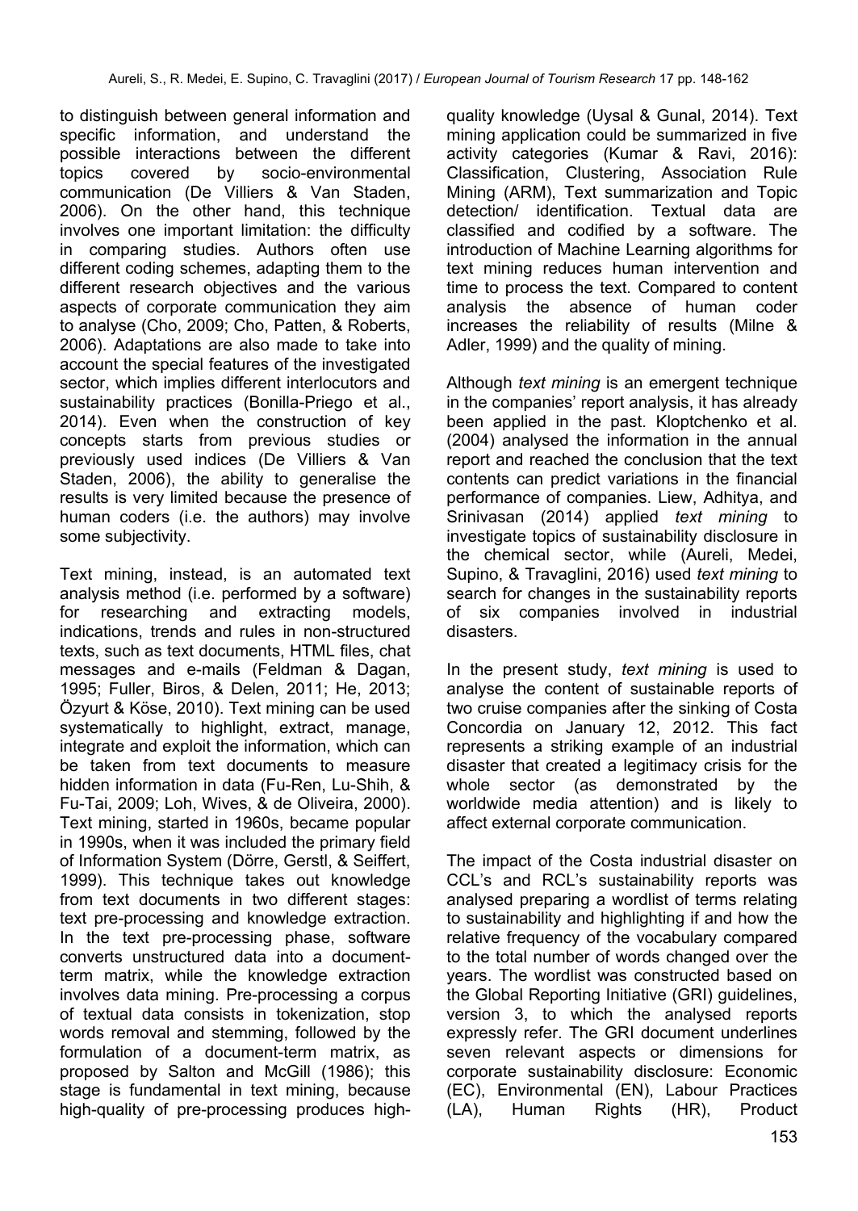to distinguish between general information and specific information, and understand the possible interactions between the different topics covered by socio-environmental communication (De Villiers & Van Staden, 2006). On the other hand, this technique involves one important limitation: the difficulty in comparing studies. Authors often use different coding schemes, adapting them to the different research objectives and the various aspects of corporate communication they aim to analyse (Cho, 2009; Cho, Patten, & Roberts, 2006). Adaptations are also made to take into account the special features of the investigated sector, which implies different interlocutors and sustainability practices (Bonilla-Priego et al., 2014). Even when the construction of key concepts starts from previous studies or previously used indices (De Villiers & Van Staden, 2006), the ability to generalise the results is very limited because the presence of human coders (i.e. the authors) may involve some subjectivity.

Text mining, instead, is an automated text analysis method (i.e. performed by a software) for researching and extracting models, indications, trends and rules in non-structured texts, such as text documents, HTML files, chat messages and e-mails (Feldman & Dagan, 1995; Fuller, Biros, & Delen, 2011; He, 2013; Özyurt & Köse, 2010). Text mining can be used systematically to highlight, extract, manage, integrate and exploit the information, which can be taken from text documents to measure hidden information in data (Fu-Ren, Lu-Shih, & Fu-Tai, 2009; Loh, Wives, & de Oliveira, 2000). Text mining, started in 1960s, became popular in 1990s, when it was included the primary field of Information System (Dörre, Gerstl, & Seiffert, 1999). This technique takes out knowledge from text documents in two different stages: text pre-processing and knowledge extraction. In the text pre-processing phase, software converts unstructured data into a document-term matrix, while the knowledge extraction involves data mining. Pre-processing a corpus of textual data consists in tokenization, stop words removal and stemming, followed by the formulation of a document-term matrix, as proposed by Salton and McGill (1986); this stage is fundamental in text mining, because high-quality of pre-processing produces high-quality knowledge (Uysal & Gunal, 2014). Text mining application could be summarized in five activity categories (Kumar & Ravi, 2016): Classification, Clustering, Association Rule Mining (ARM), Text summarization and Topic detection/ identification. Textual data are classified and codified by a software. The introduction of Machine Learning algorithms for text mining reduces human intervention and time to process the text. Compared to content analysis the absence of human coder increases the reliability of results (Milne & Adler, 1999) and the quality of mining.

Although *text mining* is an emergent technique in the companies' report analysis, it has already been applied in the past. Kloptchenko et al. (2004) analysed the information in the annual report and reached the conclusion that the text contents can predict variations in the financial performance of companies. Liew, Adhitya, and Srinivasan (2014) applied *text mining* to investigate topics of sustainability disclosure in the chemical sector, while (Aureli, Medei, Supino, & Travaglini, 2016) used *text mining* to search for changes in the sustainability reports of six companies involved in industrial disasters.

In the present study, *text mining* is used to analyse the content of sustainable reports of two cruise companies after the sinking of Costa Concordia on January 12, 2012. This fact represents a striking example of an industrial disaster that created a legitimacy crisis for the whole sector (as demonstrated by the worldwide media attention) and is likely to affect external corporate communication.

The impact of the Costa industrial disaster on CCL's and RCL's sustainability reports was analysed preparing a wordlist of terms relating to sustainability and highlighting if and how the relative frequency of the vocabulary compared to the total number of words changed over the years. The wordlist was constructed based on the Global Reporting Initiative (GRI) guidelines, version 3, to which the analysed reports expressly refer. The GRI document underlines seven relevant aspects or dimensions for corporate sustainability disclosure: Economic (EC), Environmental (EN), Labour Practices (LA), Human Rights (HR), Product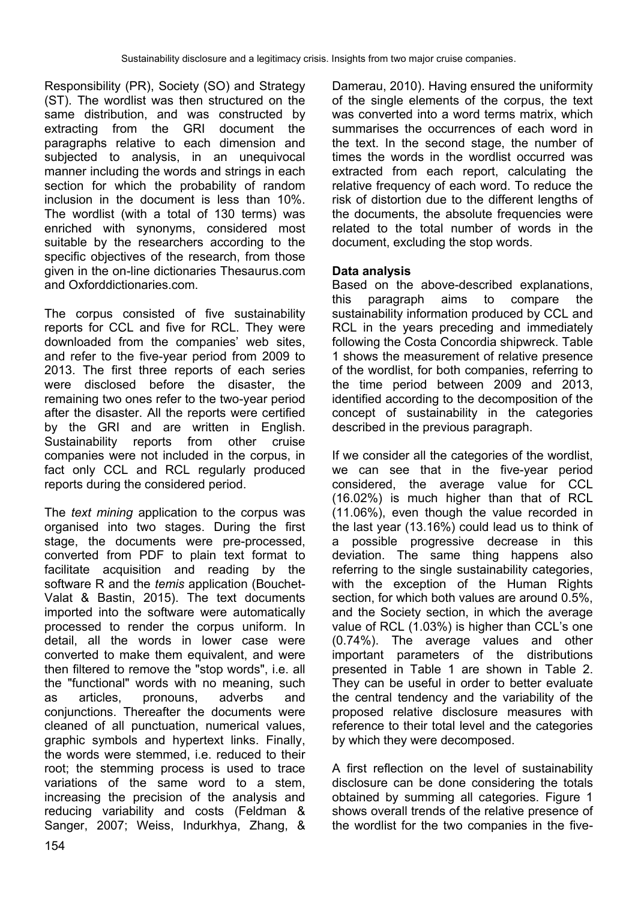Responsibility (PR), Society (SO) and Strategy (ST). The wordlist was then structured on the same distribution, and was constructed by extracting from the GRI document the paragraphs relative to each dimension and subjected to analysis, in an unequivocal manner including the words and strings in each section for which the probability of random inclusion in the document is less than 10%. The wordlist (with a total of 130 terms) was enriched with synonyms, considered most suitable by the researchers according to the specific objectives of the research, from those given in the on-line dictionaries Thesaurus.com and Oxforddictionaries.com.

The corpus consisted of five sustainability reports for CCL and five for RCL. They were downloaded from the companies' web sites, and refer to the five-year period from 2009 to 2013. The first three reports of each series were disclosed before the disaster, the remaining two ones refer to the two-year period after the disaster. All the reports were certified by the GRI and are written in English. Sustainability reports from other cruise companies were not included in the corpus, in fact only CCL and RCL regularly produced reports during the considered period.

The *text mining* application to the corpus was organised into two stages. During the first stage, the documents were pre-processed, converted from PDF to plain text format to facilitate acquisition and reading by the software R and the *temis* application (Bouchet-Valat & Bastin, 2015). The text documents imported into the software were automatically processed to render the corpus uniform. In detail, all the words in lower case were converted to make them equivalent, and were then filtered to remove the "stop words", i.e. all the "functional" words with no meaning, such as articles, pronouns, adverbs and conjunctions. Thereafter the documents were cleaned of all punctuation, numerical values, graphic symbols and hypertext links. Finally, the words were stemmed, i.e. reduced to their root; the stemming process is used to trace variations of the same word to a stem, increasing the precision of the analysis and reducing variability and costs (Feldman & Sanger, 2007; Weiss, Indurkhya, Zhang, & Damerau, 2010). Having ensured the uniformity of the single elements of the corpus, the text was converted into a word terms matrix, which summarises the occurrences of each word in the text. In the second stage, the number of times the words in the wordlist occurred was extracted from each report, calculating the relative frequency of each word. To reduce the risk of distortion due to the different lengths of the documents, the absolute frequencies were related to the total number of words in the document, excluding the stop words.

**Data analysis**

Based on the above-described explanations, this paragraph aims to compare the sustainability information produced by CCL and RCL in the years preceding and immediately following the Costa Concordia shipwreck. Table 1 shows the measurement of relative presence of the wordlist, for both companies, referring to the time period between 2009 and 2013, identified according to the decomposition of the concept of sustainability in the categories described in the previous paragraph.

If we consider all the categories of the wordlist, we can see that in the five-year period considered, the average value for CCL (16.02%) is much higher than that of RCL (11.06%), even though the value recorded in the last year (13.16%) could lead us to think of a possible progressive decrease in this deviation. The same thing happens also referring to the single sustainability categories, with the exception of the Human Rights section, for which both values are around 0.5%, and the Society section, in which the average value of RCL (1.03%) is higher than CCL's one (0.74%). The average values and other important parameters of the distributions presented in Table 1 are shown in Table 2. They can be useful in order to better evaluate the central tendency and the variability of the proposed relative disclosure measures with reference to their total level and the categories by which they were decomposed.

A first reflection on the level of sustainability disclosure can be done considering the totals obtained by summing all categories. Figure 1 shows overall trends of the relative presence of the wordlist for the two companies in the five-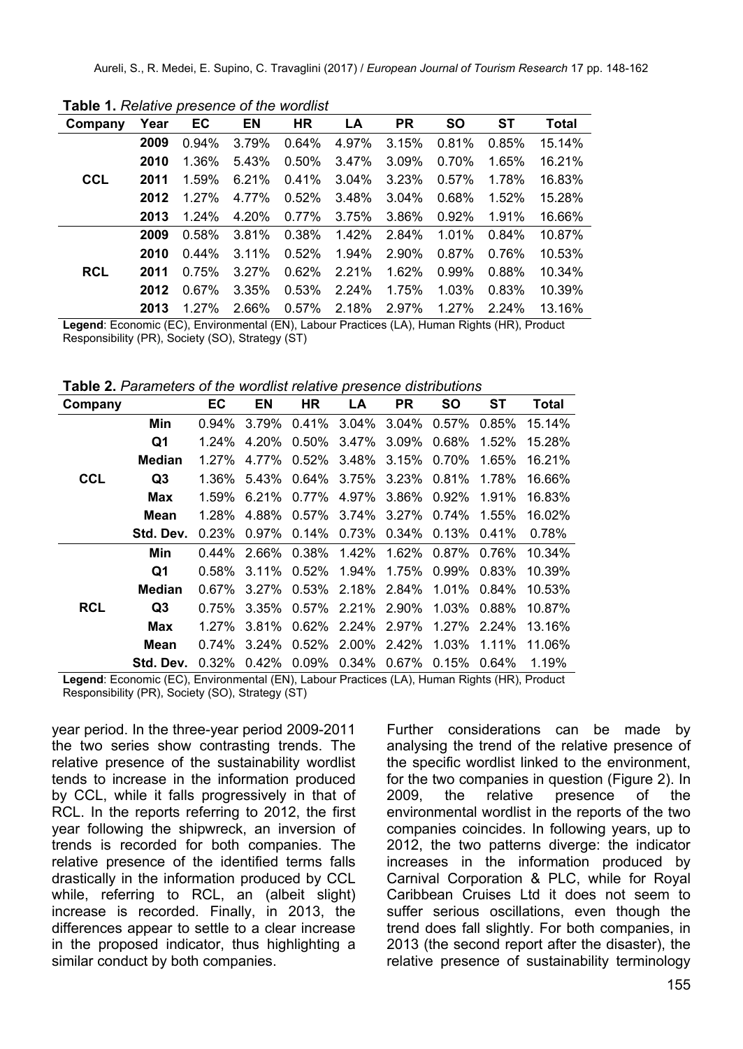**Table 1.** *Relative presence of the wordlist*

| Company | Year | EC | EN | HR | LA | PR | SO | ST | Total |
|---|---|---|---|---|---|---|---|---|---|
| CCL | 2009 | 0.94% | 3.79% | 0.64% | 4.97% | 3.15% | 0.81% | 0.85% | 15.14% |
| | 2010 | 1.36% | 5.43% | 0.50% | 3.47% | 3.09% | 0.70% | 1.65% | 16.21% |
| | 2011 | 1.59% | 6.21% | 0.41% | 3.04% | 3.23% | 0.57% | 1.78% | 16.83% |
| | 2012 | 1.27% | 4.77% | 0.52% | 3.48% | 3.04% | 0.68% | 1.52% | 15.28% |
| | 2013 | 1.24% | 4.20% | 0.77% | 3.75% | 3.86% | 0.92% | 1.91% | 16.66% |
| RCL | 2009 | 0.58% | 3.81% | 0.38% | 1.42% | 2.84% | 1.01% | 0.84% | 10.87% |
| | 2010 | 0.44% | 3.11% | 0.52% | 1.94% | 2.90% | 0.87% | 0.76% | 10.53% |
| | 2011 | 0.75% | 3.27% | 0.62% | 2.21% | 1.62% | 0.99% | 0.88% | 10.34% |
| | 2012 | 0.67% | 3.35% | 0.53% | 2.24% | 1.75% | 1.03% | 0.83% | 10.39% |
| | 2013 | 1.27% | 2.66% | 0.57% | 2.18% | 2.97% | 1.27% | 2.24% | 13.16% |

**Legend**: Economic (EC), Environmental (EN), Labour Practices (LA), Human Rights (HR), Product Responsibility (PR), Society (SO), Strategy (ST)

**Table 2.** *Parameters of the wordlist relative presence distributions*

| Company | | EC | EN | HR | LA | PR | SO | ST | Total |
|---|---|---|---|---|---|---|---|---|---|
| CCL | Min | 0.94% | 3.79% | 0.41% | 3.04% | 3.04% | 0.57% | 0.85% | 15.14% |
| | Q1 | 1.24% | 4.20% | 0.50% | 3.47% | 3.09% | 0.68% | 1.52% | 15.28% |
| | Median | 1.27% | 4.77% | 0.52% | 3.48% | 3.15% | 0.70% | 1.65% | 16.21% |
| | Q3 | 1.36% | 5.43% | 0.64% | 3.75% | 3.23% | 0.81% | 1.78% | 16.66% |
| | Max | 1.59% | 6.21% | 0.77% | 4.97% | 3.86% | 0.92% | 1.91% | 16.83% |
| | Mean | 1.28% | 4.88% | 0.57% | 3.74% | 3.27% | 0.74% | 1.55% | 16.02% |
| | Std. Dev. | 0.23% | 0.97% | 0.14% | 0.73% | 0.34% | 0.13% | 0.41% | 0.78% |
| RCL | Min | 0.44% | 2.66% | 0.38% | 1.42% | 1.62% | 0.87% | 0.76% | 10.34% |
| | Q1 | 0.58% | 3.11% | 0.52% | 1.94% | 1.75% | 0.99% | 0.83% | 10.39% |
| | Median | 0.67% | 3.27% | 0.53% | 2.18% | 2.84% | 1.01% | 0.84% | 10.53% |
| | Q3 | 0.75% | 3.35% | 0.57% | 2.21% | 2.90% | 1.03% | 0.88% | 10.87% |
| | Max | 1.27% | 3.81% | 0.62% | 2.24% | 2.97% | 1.27% | 2.24% | 13.16% |
| | Mean | 0.74% | 3.24% | 0.52% | 2.00% | 2.42% | 1.03% | 1.11% | 11.06% |
| | Std. Dev. | 0.32% | 0.42% | 0.09% | 0.34% | 0.67% | 0.15% | 0.64% | 1.19% |

**Legend**: Economic (EC), Environmental (EN), Labour Practices (LA), Human Rights (HR), Product Responsibility (PR), Society (SO), Strategy (ST)

year period. In the three-year period 2009-2011 the two series show contrasting trends. The relative presence of the sustainability wordlist tends to increase in the information produced by CCL, while it falls progressively in that of RCL. In the reports referring to 2012, the first year following the shipwreck, an inversion of trends is recorded for both companies. The relative presence of the identified terms falls drastically in the information produced by CCL while, referring to RCL, an (albeit slight) increase is recorded. Finally, in 2013, the differences appear to settle to a clear increase in the proposed indicator, thus highlighting a similar conduct by both companies.

Further considerations can be made by analysing the trend of the relative presence of the specific wordlist linked to the environment, for the two companies in question (Figure 2). In 2009, the relative presence of the environmental wordlist in the reports of the two companies coincides. In following years, up to 2012, the two patterns diverge: the indicator increases in the information produced by Carnival Corporation & PLC, while for Royal Caribbean Cruises Ltd it does not seem to suffer serious oscillations, even though the trend does fall slightly. For both companies, in 2013 (the second report after the disaster), the relative presence of sustainability terminology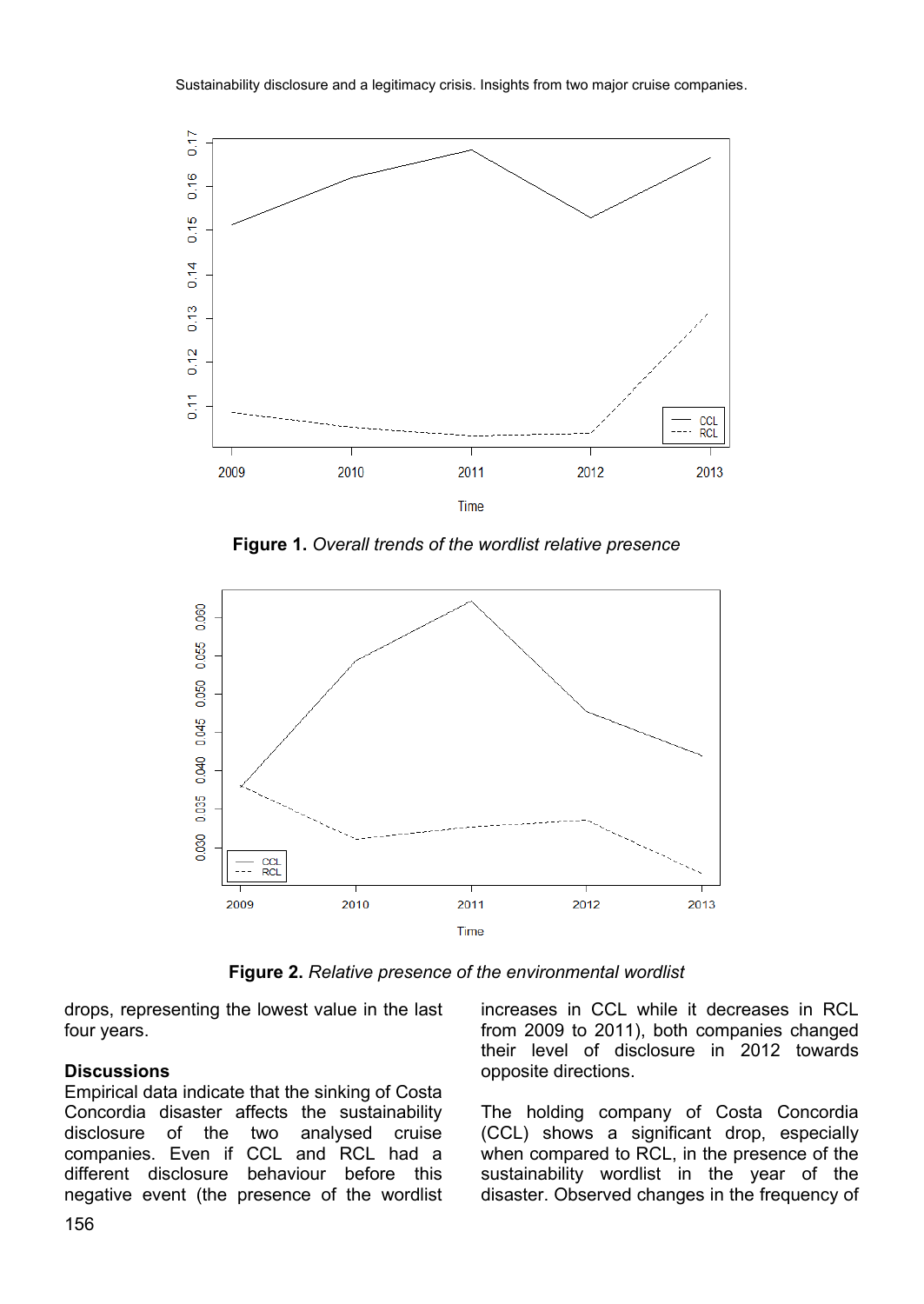**Figure 1.** *Overall trends of the wordlist relative presence*

**Figure 2.** *Relative presence of the environmental wordlist*

drops, representing the lowest value in the last four years.

**Discussions**

Empirical data indicate that the sinking of Costa Concordia disaster affects the sustainability disclosure of the two analysed cruise companies. Even if CCL and RCL had a different disclosure behaviour before this negative event (the presence of the wordlist increases in CCL while it decreases in RCL from 2009 to 2011), both companies changed their level of disclosure in 2012 towards opposite directions.

The holding company of Costa Concordia (CCL) shows a significant drop, especially when compared to RCL, in the presence of the sustainability wordlist in the year of the disaster. Observed changes in the frequency of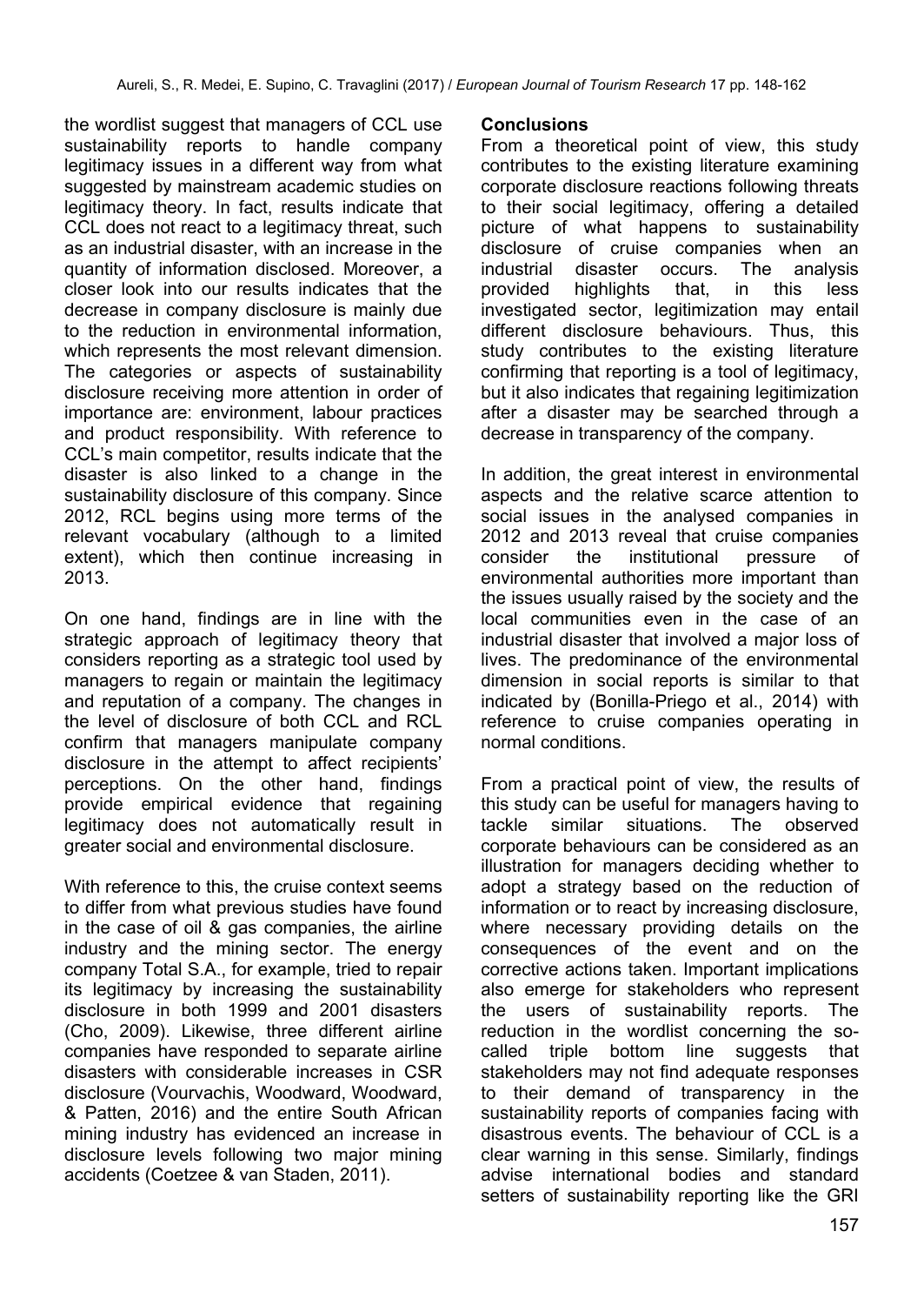the wordlist suggest that managers of CCL use sustainability reports to handle company legitimacy issues in a different way from what suggested by mainstream academic studies on legitimacy theory. In fact, results indicate that CCL does not react to a legitimacy threat, such as an industrial disaster, with an increase in the quantity of information disclosed. Moreover, a closer look into our results indicates that the decrease in company disclosure is mainly due to the reduction in environmental information, which represents the most relevant dimension. The categories or aspects of sustainability disclosure receiving more attention in order of importance are: environment, labour practices and product responsibility. With reference to CCL's main competitor, results indicate that the disaster is also linked to a change in the sustainability disclosure of this company. Since 2012, RCL begins using more terms of the relevant vocabulary (although to a limited extent), which then continue increasing in 2013.

On one hand, findings are in line with the strategic approach of legitimacy theory that considers reporting as a strategic tool used by managers to regain or maintain the legitimacy and reputation of a company. The changes in the level of disclosure of both CCL and RCL confirm that managers manipulate company disclosure in the attempt to affect recipients' perceptions. On the other hand, findings provide empirical evidence that regaining legitimacy does not automatically result in greater social and environmental disclosure.

With reference to this, the cruise context seems to differ from what previous studies have found in the case of oil & gas companies, the airline industry and the mining sector. The energy company Total S.A., for example, tried to repair its legitimacy by increasing the sustainability disclosure in both 1999 and 2001 disasters (Cho, 2009). Likewise, three different airline companies have responded to separate airline disasters with considerable increases in CSR disclosure (Vourvachis, Woodward, Woodward, & Patten, 2016) and the entire South African mining industry has evidenced an increase in disclosure levels following two major mining accidents (Coetzee & van Staden, 2011).

## Conclusions

From a theoretical point of view, this study contributes to the existing literature examining corporate disclosure reactions following threats to their social legitimacy, offering a detailed picture of what happens to sustainability disclosure of cruise companies when an industrial disaster occurs. The analysis provided highlights that, in this less investigated sector, legitimization may entail different disclosure behaviours. Thus, this study contributes to the existing literature confirming that reporting is a tool of legitimacy, but it also indicates that regaining legitimization after a disaster may be searched through a decrease in transparency of the company.

In addition, the great interest in environmental aspects and the relative scarce attention to social issues in the analysed companies in 2012 and 2013 reveal that cruise companies consider the institutional pressure of environmental authorities more important than the issues usually raised by the society and the local communities even in the case of an industrial disaster that involved a major loss of lives. The predominance of the environmental dimension in social reports is similar to that indicated by (Bonilla-Priego et al., 2014) with reference to cruise companies operating in normal conditions.

From a practical point of view, the results of this study can be useful for managers having to tackle similar situations. The observed corporate behaviours can be considered as an illustration for managers deciding whether to adopt a strategy based on the reduction of information or to react by increasing disclosure, where necessary providing details on the consequences of the event and on the corrective actions taken. Important implications also emerge for stakeholders who represent the users of sustainability reports. The reduction in the wordlist concerning the so-called triple bottom line suggests that stakeholders may not find adequate responses to their demand of transparency in the sustainability reports of companies facing with disastrous events. The behaviour of CCL is a clear warning in this sense. Similarly, findings advise international bodies and standard setters of sustainability reporting like the GRI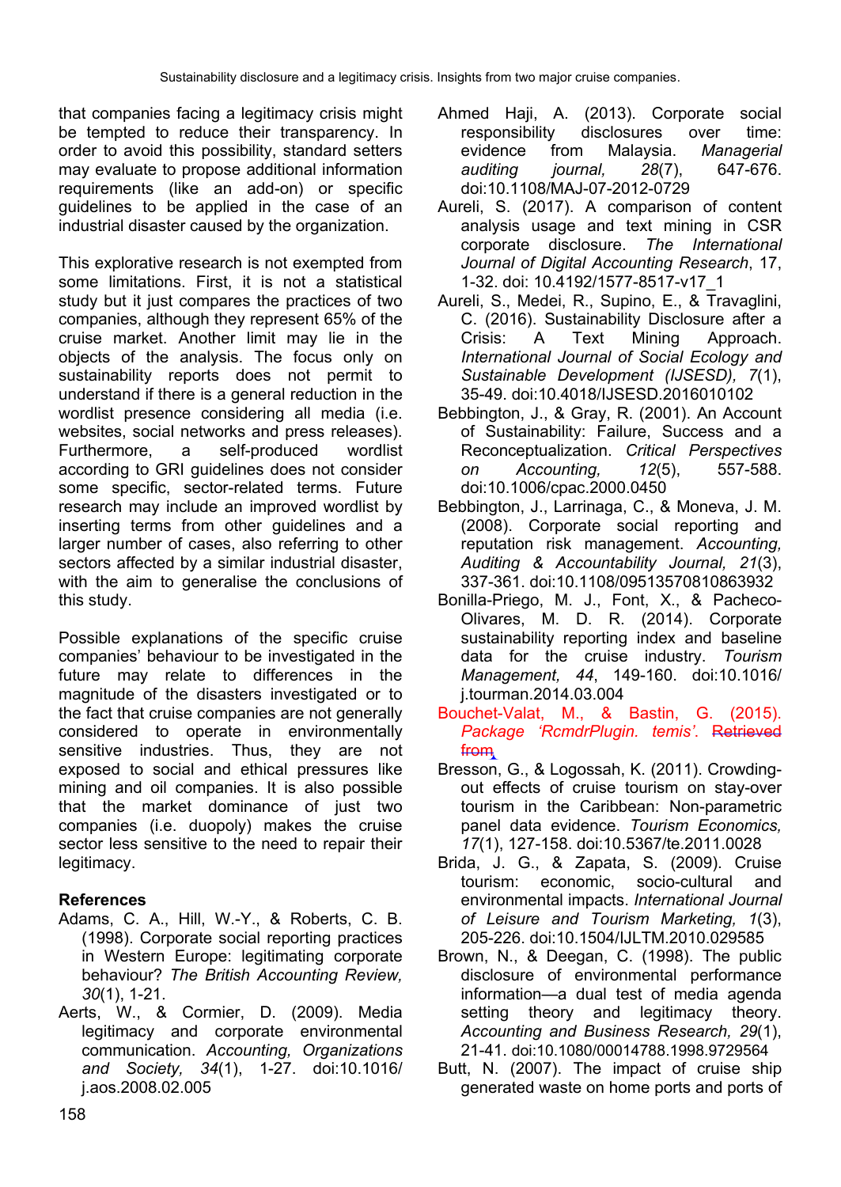that companies facing a legitimacy crisis might be tempted to reduce their transparency. In order to avoid this possibility, standard setters may evaluate to propose additional information requirements (like an add-on) or specific guidelines to be applied in the case of an industrial disaster caused by the organization.

This explorative research is not exempted from some limitations. First, it is not a statistical study but it just compares the practices of two companies, although they represent 65% of the cruise market. Another limit may lie in the objects of the analysis. The focus only on sustainability reports does not permit to understand if there is a general reduction in the wordlist presence considering all media (i.e. websites, social networks and press releases). Furthermore, a self-produced wordlist according to GRI guidelines does not consider some specific, sector-related terms. Future research may include an improved wordlist by inserting terms from other guidelines and a larger number of cases, also referring to other sectors affected by a similar industrial disaster, with the aim to generalise the conclusions of this study.

Possible explanations of the specific cruise companies' behaviour to be investigated in the future may relate to differences in the magnitude of the disasters investigated or to the fact that cruise companies are not generally considered to operate in environmentally sensitive industries. Thus, they are not exposed to social and ethical pressures like mining and oil companies. It is also possible that the market dominance of just two companies (i.e. duopoly) makes the cruise sector less sensitive to the need to repair their legitimacy.

## References

Adams, C. A., Hill, W.-Y., & Roberts, C. B. (1998). Corporate social reporting practices in Western Europe: legitimating corporate behaviour? *The British Accounting Review, 30*(1), 1-21.

Aerts, W., & Cormier, D. (2009). Media legitimacy and corporate environmental communication. *Accounting, Organizations and Society, 34*(1), 1-27. doi:10.1016/j.aos.2008.02.005

Ahmed Haji, A. (2013). Corporate social responsibility disclosures over time: evidence from Malaysia. *Managerial auditing journal, 28*(7), 647-676. doi:10.1108/MAJ-07-2012-0729

Aureli, S. (2017). A comparison of content analysis usage and text mining in CSR corporate disclosure. *The International Journal of Digital Accounting Research*, 17, 1-32. doi: 10.4192/1577-8517-v17_1

Aureli, S., Medei, R., Supino, E., & Travaglini, C. (2016). Sustainability Disclosure after a Crisis: A Text Mining Approach. *International Journal of Social Ecology and Sustainable Development (IJSESD), 7*(1), 35-49. doi:10.4018/IJSESD.2016010102

Bebbington, J., & Gray, R. (2001). An Account of Sustainability: Failure, Success and a Reconceptualization. *Critical Perspectives on Accounting, 12*(5), 557-588. doi:10.1006/cpac.2000.0450

Bebbington, J., Larrinaga, C., & Moneva, J. M. (2008). Corporate social reporting and reputation risk management. *Accounting, Auditing & Accountability Journal, 21*(3), 337-361. doi:10.1108/09513570810863932

Bonilla-Priego, M. J., Font, X., & Pacheco-Olivares, M. D. R. (2014). Corporate sustainability reporting index and baseline data for the cruise industry. *Tourism Management, 44*, 149-160. doi:10.1016/j.tourman.2014.03.004

Bouchet-Valat, M., & Bastin, G. (2015). *Package 'RcmdrPlugin. temis'*. ~~Retrieved from~~

Bresson, G., & Logossah, K. (2011). Crowding-out effects of cruise tourism on stay-over tourism in the Caribbean: Non-parametric panel data evidence. *Tourism Economics, 17*(1), 127-158. doi:10.5367/te.2011.0028

Brida, J. G., & Zapata, S. (2009). Cruise tourism: economic, socio-cultural and environmental impacts. *International Journal of Leisure and Tourism Marketing, 1*(3), 205-226. doi:10.1504/IJLTM.2010.029585

Brown, N., & Deegan, C. (1998). The public disclosure of environmental performance information—a dual test of media agenda setting theory and legitimacy theory. *Accounting and Business Research, 29*(1), 21-41. doi:10.1080/00014788.1998.9729564

Butt, N. (2007). The impact of cruise ship generated waste on home ports and ports of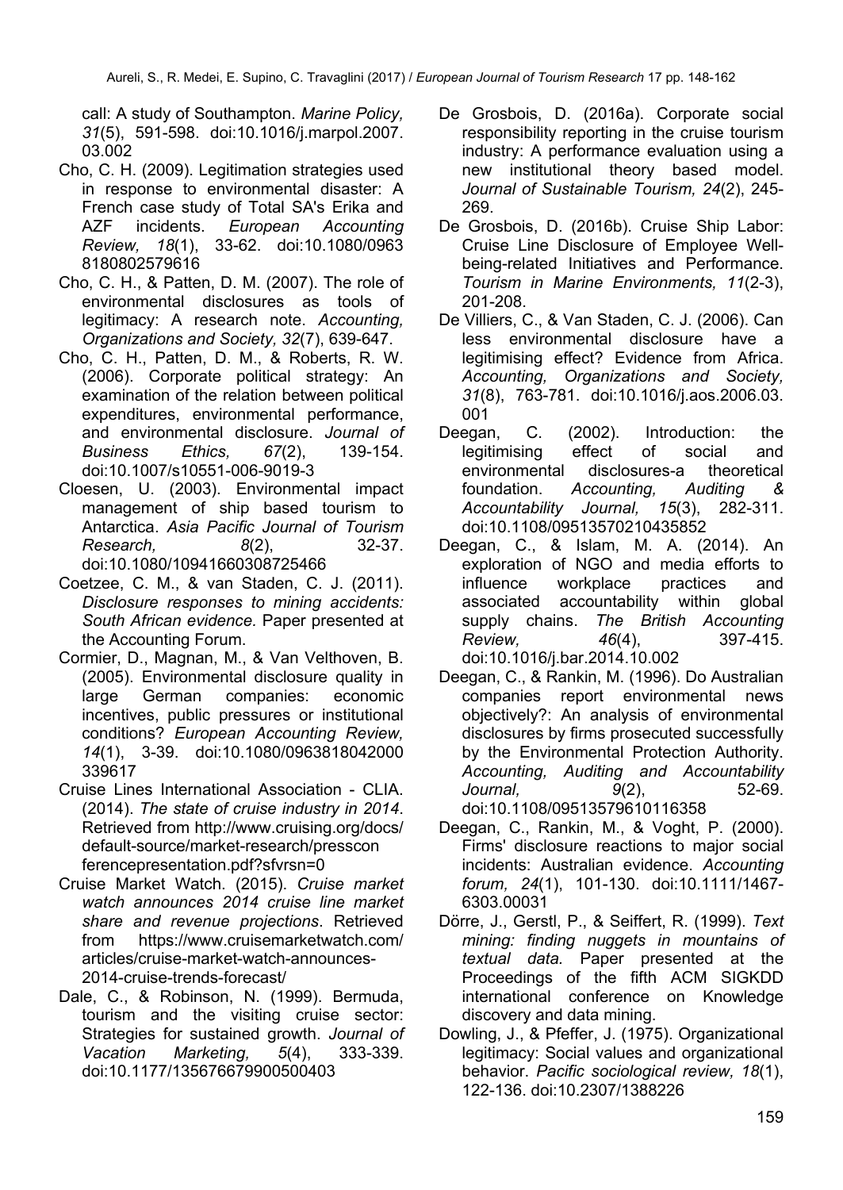call: A study of Southampton. *Marine Policy, 31*(5), 591-598. doi:10.1016/j.marpol.2007.03.002

Cho, C. H. (2009). Legitimation strategies used in response to environmental disaster: A French case study of Total SA's Erika and AZF incidents. *European Accounting Review, 18*(1), 33-62. doi:10.1080/09638180802579616

Cho, C. H., & Patten, D. M. (2007). The role of environmental disclosures as tools of legitimacy: A research note. *Accounting, Organizations and Society, 32*(7), 639-647.

Cho, C. H., Patten, D. M., & Roberts, R. W. (2006). Corporate political strategy: An examination of the relation between political expenditures, environmental performance, and environmental disclosure. *Journal of Business Ethics, 67*(2), 139-154. doi:10.1007/s10551-006-9019-3

Cloesen, U. (2003). Environmental impact management of ship based tourism to Antarctica. *Asia Pacific Journal of Tourism Research, 8*(2), 32-37. doi:10.1080/10941660308725466

Coetzee, C. M., & van Staden, C. J. (2011). *Disclosure responses to mining accidents: South African evidence.* Paper presented at the Accounting Forum.

Cormier, D., Magnan, M., & Van Velthoven, B. (2005). Environmental disclosure quality in large German companies: economic incentives, public pressures or institutional conditions? *European Accounting Review, 14*(1), 3-39. doi:10.1080/0963818042000339617

Cruise Lines International Association - CLIA. (2014). *The state of cruise industry in 2014*. Retrieved from http://www.cruising.org/docs/default-source/market-research/pressconferencepresentation.pdf?sfvrsn=0

Cruise Market Watch. (2015). *Cruise market watch announces 2014 cruise line market share and revenue projections*. Retrieved from https://www.cruisemarketwatch.com/articles/cruise-market-watch-announces-2014-cruise-trends-forecast/

Dale, C., & Robinson, N. (1999). Bermuda, tourism and the visiting cruise sector: Strategies for sustained growth. *Journal of Vacation Marketing, 5*(4), 333-339. doi:10.1177/135676679900500403

De Grosbois, D. (2016a). Corporate social responsibility reporting in the cruise tourism industry: A performance evaluation using a new institutional theory based model. *Journal of Sustainable Tourism, 24*(2), 245-269.

De Grosbois, D. (2016b). Cruise Ship Labor: Cruise Line Disclosure of Employee Well-being-related Initiatives and Performance. *Tourism in Marine Environments, 11*(2-3), 201-208.

De Villiers, C., & Van Staden, C. J. (2006). Can less environmental disclosure have a legitimising effect? Evidence from Africa. *Accounting, Organizations and Society, 31*(8), 763-781. doi:10.1016/j.aos.2006.03.001

Deegan, C. (2002). Introduction: the legitimising effect of social and environmental disclosures-a theoretical foundation. *Accounting, Auditing & Accountability Journal, 15*(3), 282-311. doi:10.1108/09513570210435852

Deegan, C., & Islam, M. A. (2014). An exploration of NGO and media efforts to influence workplace practices and associated accountability within global supply chains. *The British Accounting Review, 46*(4), 397-415. doi:10.1016/j.bar.2014.10.002

Deegan, C., & Rankin, M. (1996). Do Australian companies report environmental news objectively?: An analysis of environmental disclosures by firms prosecuted successfully by the Environmental Protection Authority. *Accounting, Auditing and Accountability Journal, 9*(2), 52-69. doi:10.1108/09513579610116358

Deegan, C., Rankin, M., & Voght, P. (2000). Firms' disclosure reactions to major social incidents: Australian evidence. *Accounting forum, 24*(1), 101-130. doi:10.1111/1467-6303.00031

Dörre, J., Gerstl, P., & Seiffert, R. (1999). *Text mining: finding nuggets in mountains of textual data.* Paper presented at the Proceedings of the fifth ACM SIGKDD international conference on Knowledge discovery and data mining.

Dowling, J., & Pfeffer, J. (1975). Organizational legitimacy: Social values and organizational behavior. *Pacific sociological review, 18*(1), 122-136. doi:10.2307/1388226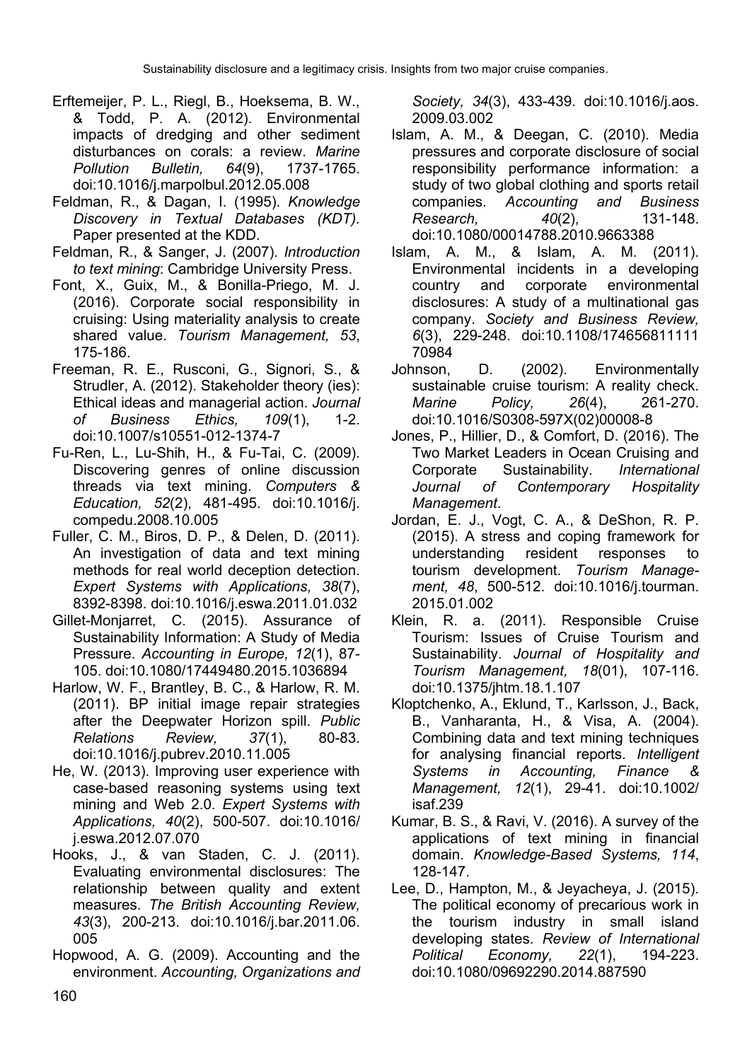Erftemeijer, P. L., Riegl, B., Hoeksema, B. W., & Todd, P. A. (2012). Environmental impacts of dredging and other sediment disturbances on corals: a review. *Marine Pollution Bulletin, 64*(9), 1737-1765. doi:10.1016/j.marpolbul.2012.05.008

Feldman, R., & Dagan, I. (1995). *Knowledge Discovery in Textual Databases (KDT).* Paper presented at the KDD.

Feldman, R., & Sanger, J. (2007). *Introduction to text mining*: Cambridge University Press.

Font, X., Guix, M., & Bonilla-Priego, M. J. (2016). Corporate social responsibility in cruising: Using materiality analysis to create shared value. *Tourism Management, 53*, 175-186.

Freeman, R. E., Rusconi, G., Signori, S., & Strudler, A. (2012). Stakeholder theory (ies): Ethical ideas and managerial action. *Journal of Business Ethics, 109*(1), 1-2. doi:10.1007/s10551-012-1374-7

Fu-Ren, L., Lu-Shih, H., & Fu-Tai, C. (2009). Discovering genres of online discussion threads via text mining. *Computers & Education, 52*(2), 481-495. doi:10.1016/j.compedu.2008.10.005

Fuller, C. M., Biros, D. P., & Delen, D. (2011). An investigation of data and text mining methods for real world deception detection. *Expert Systems with Applications, 38*(7), 8392-8398. doi:10.1016/j.eswa.2011.01.032

Gillet-Monjarret, C. (2015). Assurance of Sustainability Information: A Study of Media Pressure. *Accounting in Europe, 12*(1), 87-105. doi:10.1080/17449480.2015.1036894

Harlow, W. F., Brantley, B. C., & Harlow, R. M. (2011). BP initial image repair strategies after the Deepwater Horizon spill. *Public Relations Review, 37*(1), 80-83. doi:10.1016/j.pubrev.2010.11.005

He, W. (2013). Improving user experience with case-based reasoning systems using text mining and Web 2.0. *Expert Systems with Applications, 40*(2), 500-507. doi:10.1016/j.eswa.2012.07.070

Hooks, J., & van Staden, C. J. (2011). Evaluating environmental disclosures: The relationship between quality and extent measures. *The British Accounting Review, 43*(3), 200-213. doi:10.1016/j.bar.2011.06.005

Hopwood, A. G. (2009). Accounting and the environment. *Accounting, Organizations and Society, 34*(3), 433-439. doi:10.1016/j.aos.2009.03.002

Islam, A. M., & Deegan, C. (2010). Media pressures and corporate disclosure of social responsibility performance information: a study of two global clothing and sports retail companies. *Accounting and Business Research, 40*(2), 131-148. doi:10.1080/00014788.2010.9663388

Islam, A. M., & Islam, A. M. (2011). Environmental incidents in a developing country and corporate environmental disclosures: A study of a multinational gas company. *Society and Business Review, 6*(3), 229-248. doi:10.1108/17465681111170984

Johnson, D. (2002). Environmentally sustainable cruise tourism: A reality check. *Marine Policy, 26*(4), 261-270. doi:10.1016/S0308-597X(02)00008-8

Jones, P., Hillier, D., & Comfort, D. (2016). The Two Market Leaders in Ocean Cruising and Corporate Sustainability. *International Journal of Contemporary Hospitality Management*.

Jordan, E. J., Vogt, C. A., & DeShon, R. P. (2015). A stress and coping framework for understanding resident responses to tourism development. *Tourism Management, 48*, 500-512. doi:10.1016/j.tourman.2015.01.002

Klein, R. a. (2011). Responsible Cruise Tourism: Issues of Cruise Tourism and Sustainability. *Journal of Hospitality and Tourism Management, 18*(01), 107-116. doi:10.1375/jhtm.18.1.107

Kloptchenko, A., Eklund, T., Karlsson, J., Back, B., Vanharanta, H., & Visa, A. (2004). Combining data and text mining techniques for analysing financial reports. *Intelligent Systems in Accounting, Finance & Management, 12*(1), 29-41. doi:10.1002/isaf.239

Kumar, B. S., & Ravi, V. (2016). A survey of the applications of text mining in financial domain. *Knowledge-Based Systems, 114*, 128-147.

Lee, D., Hampton, M., & Jeyacheya, J. (2015). The political economy of precarious work in the tourism industry in small island developing states. *Review of International Political Economy, 22*(1), 194-223. doi:10.1080/09692290.2014.887590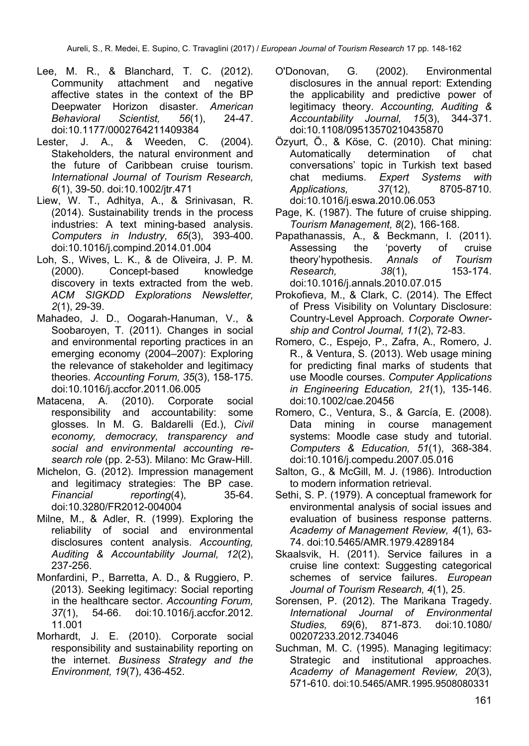Lee, M. R., & Blanchard, T. C. (2012). Community attachment and negative affective states in the context of the BP Deepwater Horizon disaster. *American Behavioral Scientist, 56*(1), 24-47. doi:10.1177/0002764211409384

Lester, J. A., & Weeden, C. (2004). Stakeholders, the natural environment and the future of Caribbean cruise tourism. *International Journal of Tourism Research, 6*(1), 39-50. doi:10.1002/jtr.471

Liew, W. T., Adhitya, A., & Srinivasan, R. (2014). Sustainability trends in the process industries: A text mining-based analysis. *Computers in Industry, 65*(3), 393-400. doi:10.1016/j.compind.2014.01.004

Loh, S., Wives, L. K., & de Oliveira, J. P. M. (2000). Concept-based knowledge discovery in texts extracted from the web. *ACM SIGKDD Explorations Newsletter, 2*(1), 29-39.

Mahadeo, J. D., Oogarah-Hanuman, V., & Soobaroyen, T. (2011). Changes in social and environmental reporting practices in an emerging economy (2004–2007): Exploring the relevance of stakeholder and legitimacy theories. *Accounting Forum, 35*(3), 158-175. doi:10.1016/j.accfor.2011.06.005

Matacena, A. (2010). Corporate social responsibility and accountability: some glosses. In M. G. Baldarelli (Ed.), *Civil economy, democracy, transparency and social and environmental accounting research role* (pp. 2-53). Milano: Mc Graw-Hill.

Michelon, G. (2012). Impression management and legitimacy strategies: The BP case. *Financial reporting*(4), 35-64. doi:10.3280/FR2012-004004

Milne, M., & Adler, R. (1999). Exploring the reliability of social and environmental disclosures content analysis. *Accounting, Auditing & Accountability Journal, 12*(2), 237-256.

Monfardini, P., Barretta, A. D., & Ruggiero, P. (2013). Seeking legitimacy: Social reporting in the healthcare sector. *Accounting Forum, 37*(1), 54-66. doi:10.1016/j.accfor.2012.11.001

Morhardt, J. E. (2010). Corporate social responsibility and sustainability reporting on the internet. *Business Strategy and the Environment, 19*(7), 436-452.

O'Donovan, G. (2002). Environmental disclosures in the annual report: Extending the applicability and predictive power of legitimacy theory. *Accounting, Auditing & Accountability Journal, 15*(3), 344-371. doi:10.1108/09513570210435870

Özyurt, Ö., & Köse, C. (2010). Chat mining: Automatically determination of chat conversations' topic in Turkish text based chat mediums. *Expert Systems with Applications, 37*(12), 8705-8710. doi:10.1016/j.eswa.2010.06.053

Page, K. (1987). The future of cruise shipping. *Tourism Management, 8*(2), 166-168.

Papathanassis, A., & Beckmann, I. (2011). Assessing the 'poverty of cruise theory'hypothesis. *Annals of Tourism Research, 38*(1), 153-174. doi:10.1016/j.annals.2010.07.015

Prokofieva, M., & Clark, C. (2014). The Effect of Press Visibility on Voluntary Disclosure: Country-Level Approach. *Corporate Ownership and Control Journal, 11*(2), 72-83.

Romero, C., Espejo, P., Zafra, A., Romero, J. R., & Ventura, S. (2013). Web usage mining for predicting final marks of students that use Moodle courses. *Computer Applications in Engineering Education, 21*(1), 135-146. doi:10.1002/cae.20456

Romero, C., Ventura, S., & García, E. (2008). Data mining in course management systems: Moodle case study and tutorial. *Computers & Education, 51*(1), 368-384. doi:10.1016/j.compedu.2007.05.016

Salton, G., & McGill, M. J. (1986). Introduction to modern information retrieval.

Sethi, S. P. (1979). A conceptual framework for environmental analysis of social issues and evaluation of business response patterns. *Academy of Management Review, 4*(1), 63-74. doi:10.5465/AMR.1979.4289184

Skaalsvik, H. (2011). Service failures in a cruise line context: Suggesting categorical schemes of service failures. *European Journal of Tourism Research, 4*(1), 25.

Sorensen, P. (2012). The Marikana Tragedy. *International Journal of Environmental Studies, 69*(6), 871-873. doi:10.1080/00207233.2012.734046

Suchman, M. C. (1995). Managing legitimacy: Strategic and institutional approaches. *Academy of Management Review, 20*(3), 571-610. doi:10.5465/AMR.1995.9508080331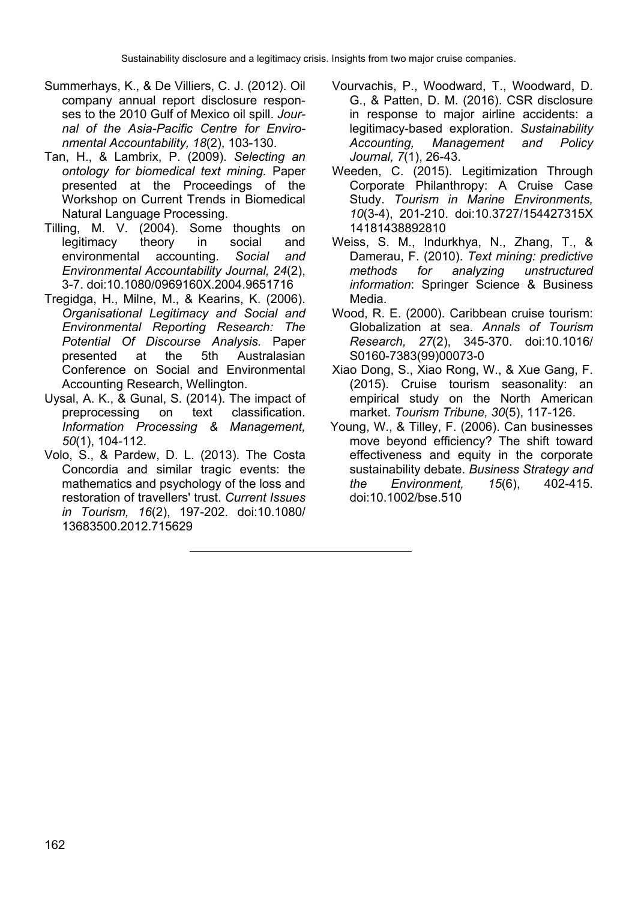Summerhays, K., & De Villiers, C. J. (2012). Oil company annual report disclosure responses to the 2010 Gulf of Mexico oil spill. *Journal of the Asia-Pacific Centre for Environmental Accountability, 18*(2), 103-130.

Tan, H., & Lambrix, P. (2009). *Selecting an ontology for biomedical text mining.* Paper presented at the Proceedings of the Workshop on Current Trends in Biomedical Natural Language Processing.

Tilling, M. V. (2004). Some thoughts on legitimacy theory in social and environmental accounting. *Social and Environmental Accountability Journal, 24*(2), 3-7. doi:10.1080/0969160X.2004.9651716

Tregidga, H., Milne, M., & Kearins, K. (2006). *Organisational Legitimacy and Social and Environmental Reporting Research: The Potential Of Discourse Analysis.* Paper presented at the 5th Australasian Conference on Social and Environmental Accounting Research, Wellington.

Uysal, A. K., & Gunal, S. (2014). The impact of preprocessing on text classification. *Information Processing & Management, 50*(1), 104-112.

Volo, S., & Pardew, D. L. (2013). The Costa Concordia and similar tragic events: the mathematics and psychology of the loss and restoration of travellers' trust. *Current Issues in Tourism, 16*(2), 197-202. doi:10.1080/13683500.2012.715629

Vourvachis, P., Woodward, T., Woodward, D. G., & Patten, D. M. (2016). CSR disclosure in response to major airline accidents: a legitimacy-based exploration. *Sustainability Accounting, Management and Policy Journal, 7*(1), 26-43.

Weeden, C. (2015). Legitimization Through Corporate Philanthropy: A Cruise Case Study. *Tourism in Marine Environments, 10*(3-4), 201-210. doi:10.3727/154427315X14181438892810

Weiss, S. M., Indurkhya, N., Zhang, T., & Damerau, F. (2010). *Text mining: predictive methods for analyzing unstructured information*: Springer Science & Business Media.

Wood, R. E. (2000). Caribbean cruise tourism: Globalization at sea. *Annals of Tourism Research, 27*(2), 345-370. doi:10.1016/S0160-7383(99)00073-0

Xiao Dong, S., Xiao Rong, W., & Xue Gang, F. (2015). Cruise tourism seasonality: an empirical study on the North American market. *Tourism Tribune, 30*(5), 117-126.

Young, W., & Tilley, F. (2006). Can businesses move beyond efficiency? The shift toward effectiveness and equity in the corporate sustainability debate. *Business Strategy and the Environment, 15*(6), 402-415. doi:10.1002/bse.510